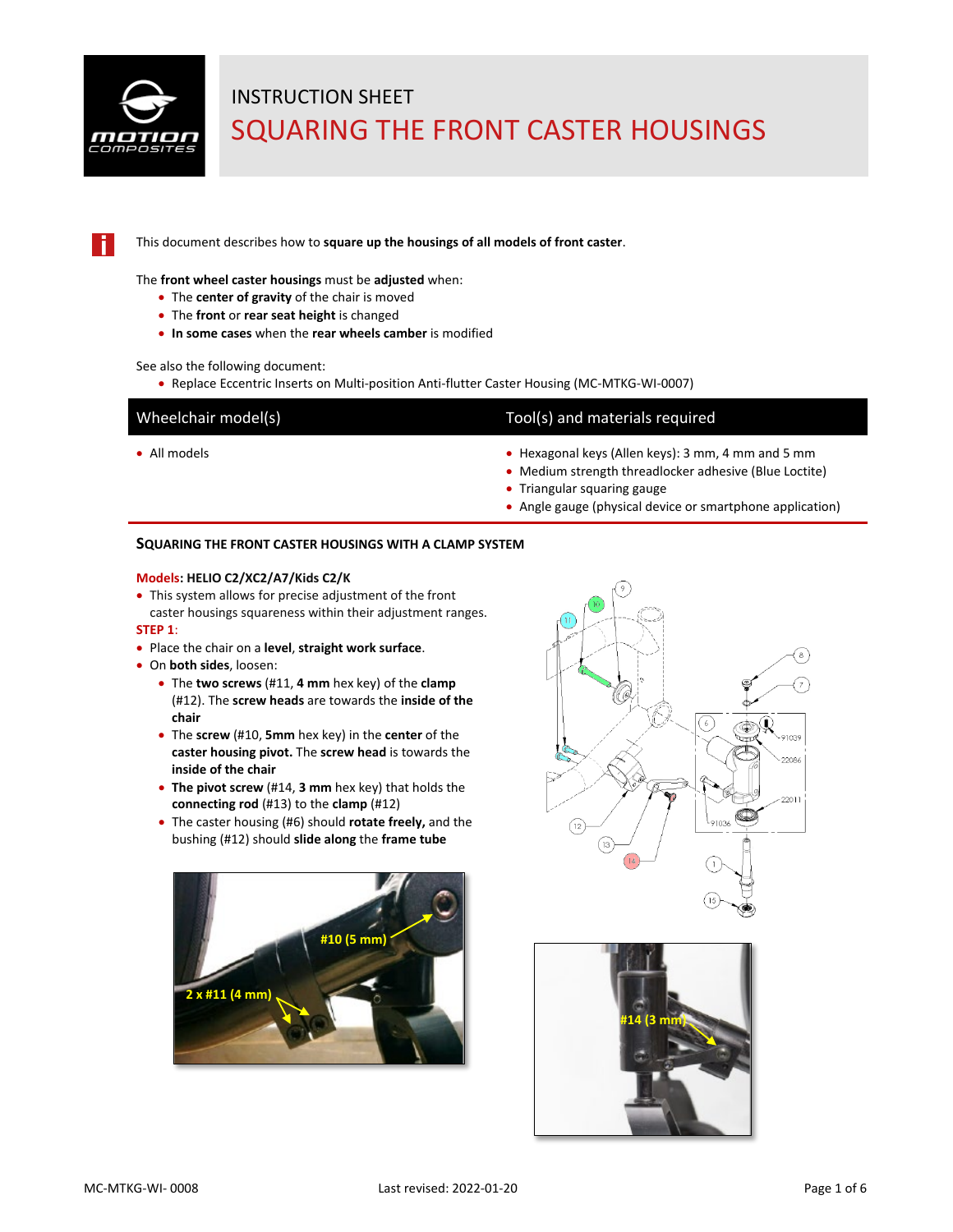# INSTRUCTION SHEET

# SQUARING THE FRONT CASTER HOUSINGS

This document describes how to **square up the housings of all models of front caster**.

The **front wheel caster housings** must be **adjusted** when:

- The **center of gravity** of the chair is moved
- The **front** or **rear seat height** is changed
- **In some cases** when the **rear wheels camber** is modified

See also the following document:

- Replace Eccentric Inserts on Multi-position Anti-flutter Caster Housing (MC-MTKG-WI-0007)

| Wheelchair model(s) | Tool(s) and materials required |
| --- | --- |
| • All models | • Hexagonal keys (Allen keys): 3 mm, 4 mm and 5 mm<br>• Medium strength threadlocker adhesive (Blue Loctite)<br>• Triangular squaring gauge<br>• Angle gauge (physical device or smartphone application) |

## SQUARING THE FRONT CASTER HOUSINGS WITH A CLAMP SYSTEM

**Models: HELIO C2/XC2/A7/Kids C2/K**

- This system allows for precise adjustment of the front caster housings squareness within their adjustment ranges.

**STEP 1:**

- Place the chair on a **level**, **straight work surface**.
- On **both sides**, loosen:
  - The **two screws** (#11, **4 mm** hex key) of the **clamp** (#12). The **screw heads** are towards the **inside of the chair**
  - The **screw** (#10, **5mm** hex key) in the **center** of the **caster housing pivot.** The **screw head** is towards the **inside of the chair**
  - **The pivot screw** (#14, **3 mm** hex key) that holds the **connecting rod** (#13) to the **clamp** (#12)
  - The caster housing (#6) should **rotate freely,** and the bushing (#12) should **slide along** the **frame tube**

#10 (5 mm)

2 x #11 (4 mm)

#14 (3 mm)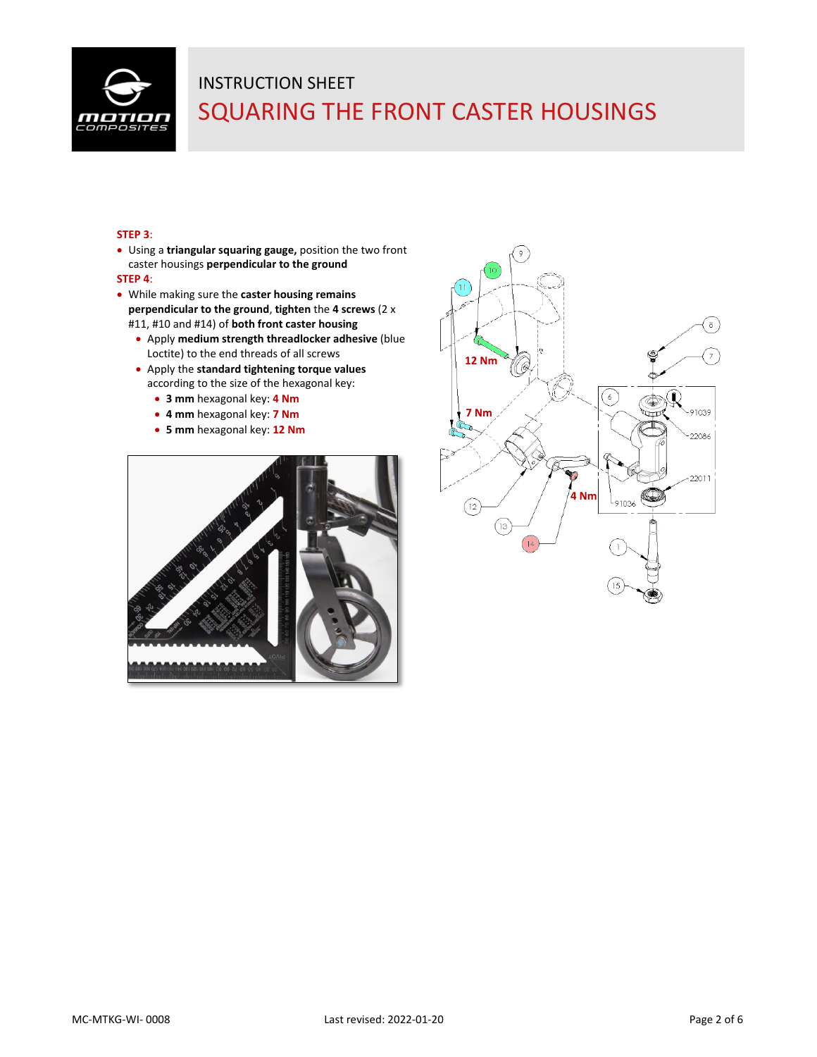# INSTRUCTION SHEET

# SQUARING THE FRONT CASTER HOUSINGS

**STEP 3**:

- Using a **triangular squaring gauge,** position the two front caster housings **perpendicular to the ground**

**STEP 4**:

- While making sure the **caster housing remains perpendicular to the ground**, **tighten** the **4 screws** (2 x #11, #10 and #14) of **both front caster housing**
  - Apply **medium strength threadlocker adhesive** (blue Loctite) to the end threads of all screws
  - Apply the **standard tightening torque values** according to the size of the hexagonal key:
    - **3 mm** hexagonal key: **4 Nm**
    - **4 mm** hexagonal key: **7 Nm**
    - **5 mm** hexagonal key: **12 Nm**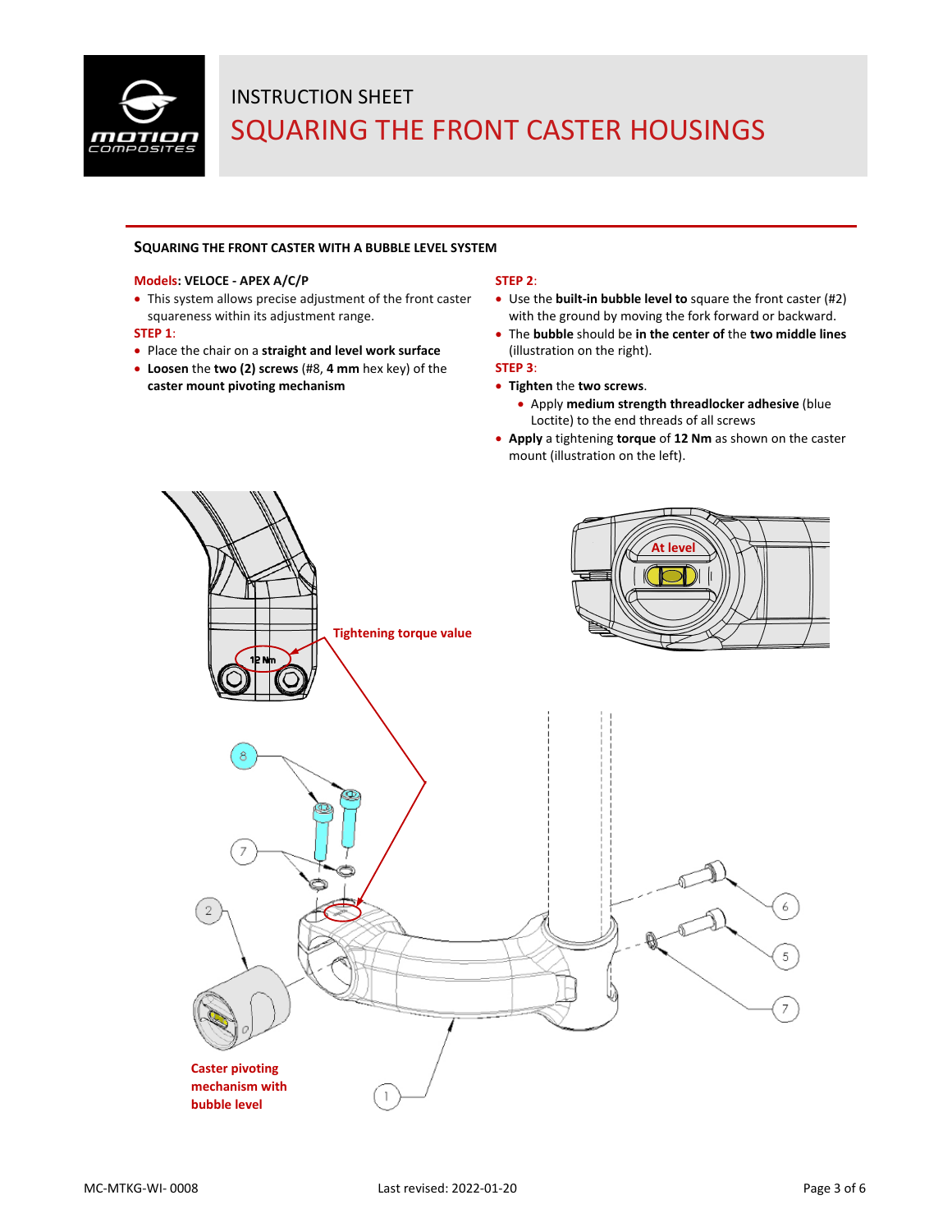# INSTRUCTION SHEET

# SQUARING THE FRONT CASTER HOUSINGS

## SQUARING THE FRONT CASTER WITH A BUBBLE LEVEL SYSTEM

**Models: VELOCE - APEX A/C/P**

- This system allows precise adjustment of the front caster squareness within its adjustment range.

**STEP 1**:

- Place the chair on a **straight and level work surface**
- **Loosen** the **two (2) screws** (#8, **4 mm** hex key) of the **caster mount pivoting mechanism**

**STEP 2**:

- Use the **built-in bubble level to** square the front caster (#2) with the ground by moving the fork forward or backward.
- The **bubble** should be **in the center of** the **two middle lines** (illustration on the right).

**STEP 3**:

- **Tighten** the **two screws**.
  - Apply **medium strength threadlocker adhesive** (blue Loctite) to the end threads of all screws
- **Apply** a tightening **torque** of **12 Nm** as shown on the caster mount (illustration on the left).

Tightening torque value

12 Nm

At level

Caster pivoting mechanism with bubble level

MC-MTKG-WI- 0008 Last revised: 2022-01-20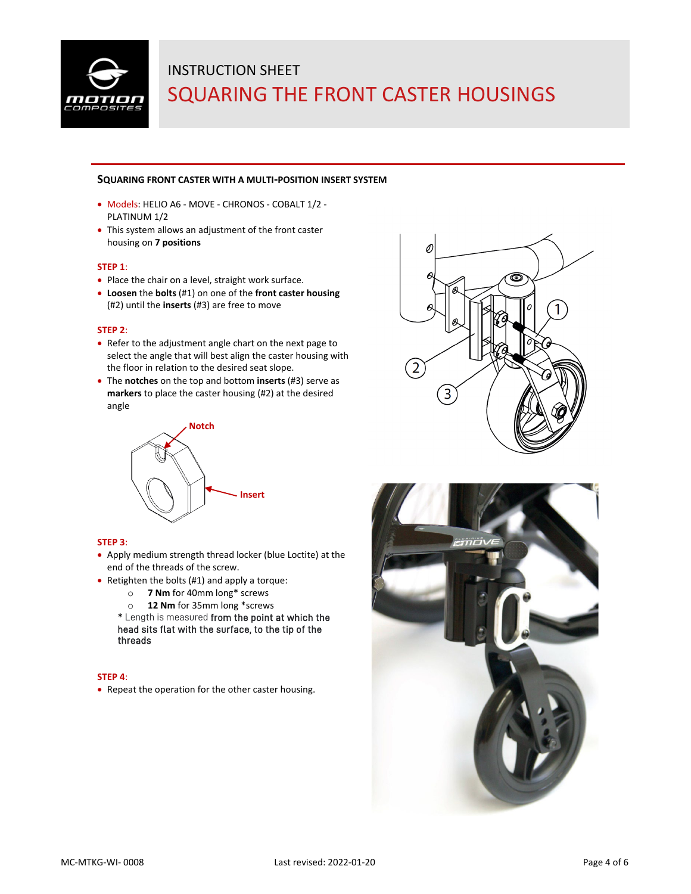INSTRUCTION SHEET

# SQUARING THE FRONT CASTER HOUSINGS

## SQUARING FRONT CASTER WITH A MULTI-POSITION INSERT SYSTEM

- Models: HELIO A6 - MOVE - CHRONOS - COBALT 1/2 - PLATINUM 1/2
- This system allows an adjustment of the front caster housing on **7 positions**

**STEP 1**:

- Place the chair on a level, straight work surface.
- **Loosen** the **bolts** (#1) on one of the **front caster housing** (#2) until the **inserts** (#3) are free to move

**STEP 2**:

- Refer to the adjustment angle chart on the next page to select the angle that will best align the caster housing with the floor in relation to the desired seat slope.
- The **notches** on the top and bottom **inserts** (#3) serve as **markers** to place the caster housing (#2) at the desired angle

Notch

Insert

**STEP 3**:

- Apply medium strength thread locker (blue Loctite) at the end of the threads of the screw.
- Retighten the bolts (#1) and apply a torque:
  - **7 Nm** for 40mm long* screws
  - **12 Nm** for 35mm long *screws

  * Length is measured from the point at which the head sits flat with the surface, to the tip of the threads

**STEP 4**:

- Repeat the operation for the other caster housing.

MC-MTKG-WI- 0008 Last revised: 2022-01-20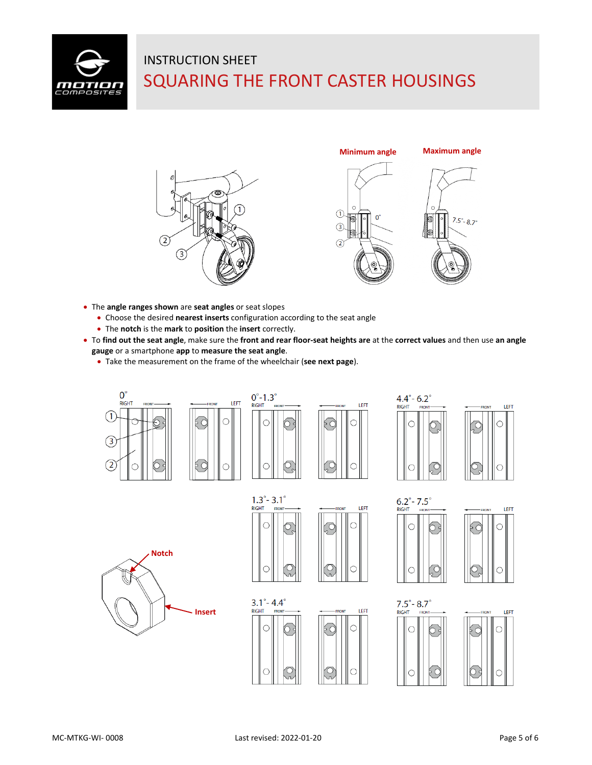# INSTRUCTION SHEET

# SQUARING THE FRONT CASTER HOUSINGS

**Minimum angle** **Maximum angle**

- The **angle ranges shown** are **seat angles** or seat slopes
  - Choose the desired **nearest inserts** configuration according to the seat angle
  - The **notch** is the **mark** to **position** the **insert** correctly.
- To **find out the seat angle**, make sure the **front and rear floor-seat heights are** at the **correct values** and then use **an angle gauge** or a smartphone **app** to **measure the seat angle**.
  - Take the measurement on the frame of the wheelchair (**see next page**).

0° | 0°-1.3° | 4.4°- 6.2° | 1.3°- 3.1° | 6.2°- 7.5° | 3.1°- 4.4° | 7.5°- 8.7°

**Notch**

**Insert**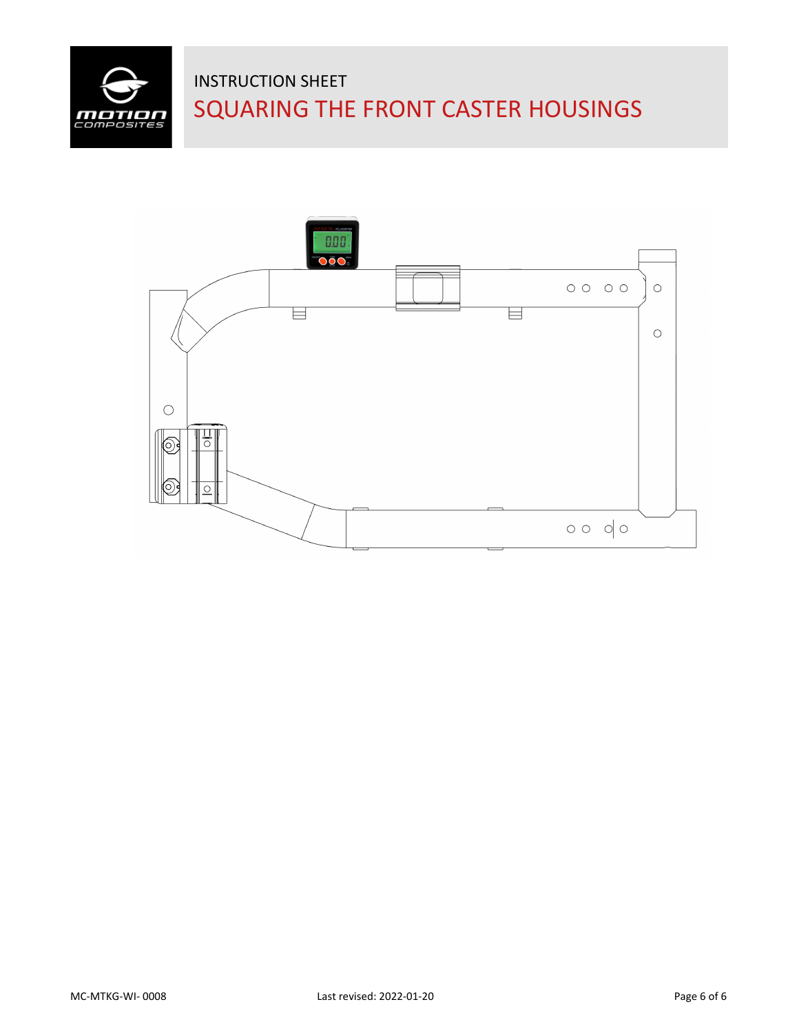INSTRUCTION SHEET

# SQUARING THE FRONT CASTER HOUSINGS